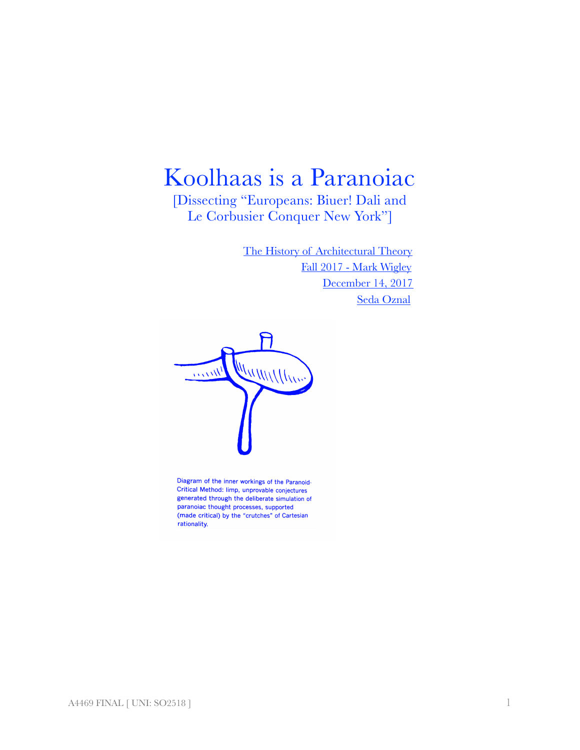# Koolhaas is a Paranoiac

[Dissecting "Europeans: Biuer! Dali and Le Corbusier Conquer New York"]

The History of Architectural Theory
Fall 2017 - Mark Wigley
December 14, 2017
Seda Oznal

Diagram of the inner workings of the Paranoid-Critical Method: limp, unprovable conjectures generated through the deliberate simulation of paranoiac thought processes, supported (made critical) by the "crutches" of Cartesian rationality.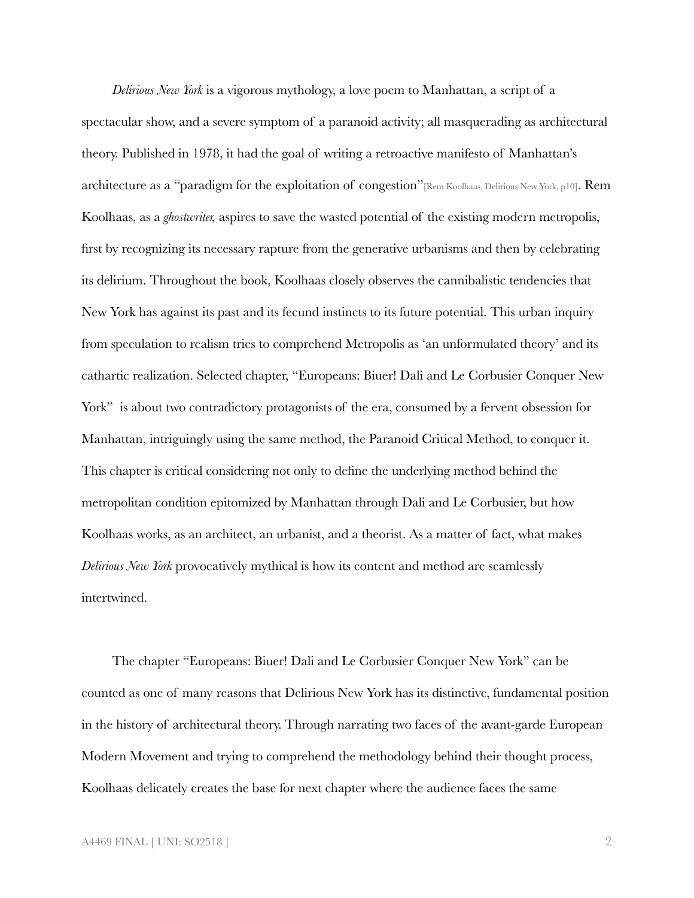*Delirious New York* is a vigorous mythology, a love poem to Manhattan, a script of a spectacular show, and a severe symptom of a paranoid activity; all masquerading as architectural theory. Published in 1978, it had the goal of writing a retroactive manifesto of Manhattan's architecture as a "paradigm for the exploitation of congestion"[Rem Koolhaas, Delirious New York, p10]. Rem Koolhaas, as a *ghostwriter,* aspires to save the wasted potential of the existing modern metropolis, first by recognizing its necessary rapture from the generative urbanisms and then by celebrating its delirium. Throughout the book, Koolhaas closely observes the cannibalistic tendencies that New York has against its past and its fecund instincts to its future potential. This urban inquiry from speculation to realism tries to comprehend Metropolis as 'an unformulated theory' and its cathartic realization. Selected chapter, "Europeans: Biuer! Dali and Le Corbusier Conquer New York" is about two contradictory protagonists of the era, consumed by a fervent obsession for Manhattan, intriguingly using the same method, the Paranoid Critical Method, to conquer it. This chapter is critical considering not only to define the underlying method behind the metropolitan condition epitomized by Manhattan through Dali and Le Corbusier, but how Koolhaas works, as an architect, an urbanist, and a theorist. As a matter of fact, what makes *Delirious New York* provocatively mythical is how its content and method are seamlessly intertwined.

The chapter "Europeans: Biuer! Dali and Le Corbusier Conquer New York" can be counted as one of many reasons that Delirious New York has its distinctive, fundamental position in the history of architectural theory. Through narrating two faces of the avant-garde European Modern Movement and trying to comprehend the methodology behind their thought process, Koolhaas delicately creates the base for next chapter where the audience faces the same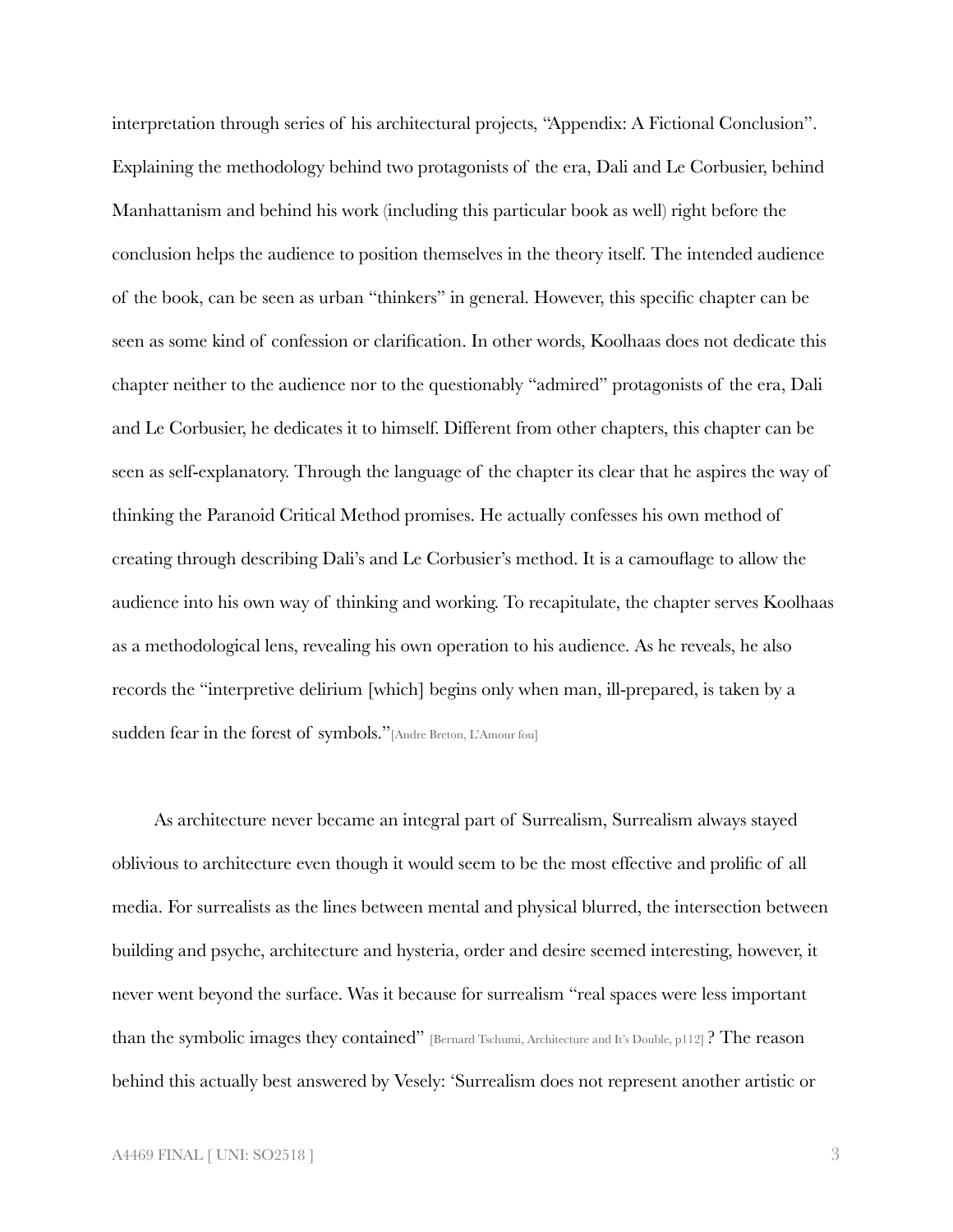interpretation through series of his architectural projects, "Appendix: A Fictional Conclusion". Explaining the methodology behind two protagonists of the era, Dali and Le Corbusier, behind Manhattanism and behind his work (including this particular book as well) right before the conclusion helps the audience to position themselves in the theory itself. The intended audience of the book, can be seen as urban "thinkers" in general. However, this specific chapter can be seen as some kind of confession or clarification. In other words, Koolhaas does not dedicate this chapter neither to the audience nor to the questionably "admired" protagonists of the era, Dali and Le Corbusier, he dedicates it to himself. Different from other chapters, this chapter can be seen as self-explanatory. Through the language of the chapter its clear that he aspires the way of thinking the Paranoid Critical Method promises. He actually confesses his own method of creating through describing Dali's and Le Corbusier's method. It is a camouflage to allow the audience into his own way of thinking and working. To recapitulate, the chapter serves Koolhaas as a methodological lens, revealing his own operation to his audience. As he reveals, he also records the "interpretive delirium [which] begins only when man, ill-prepared, is taken by a sudden fear in the forest of symbols."[Andre Breton, L'Amour fou]

As architecture never became an integral part of Surrealism, Surrealism always stayed oblivious to architecture even though it would seem to be the most effective and prolific of all media. For surrealists as the lines between mental and physical blurred, the intersection between building and psyche, architecture and hysteria, order and desire seemed interesting, however, it never went beyond the surface. Was it because for surrealism "real spaces were less important than the symbolic images they contained" [Bernard Tschumi, Architecture and It's Double, p112] ? The reason behind this actually best answered by Vesely: 'Surrealism does not represent another artistic or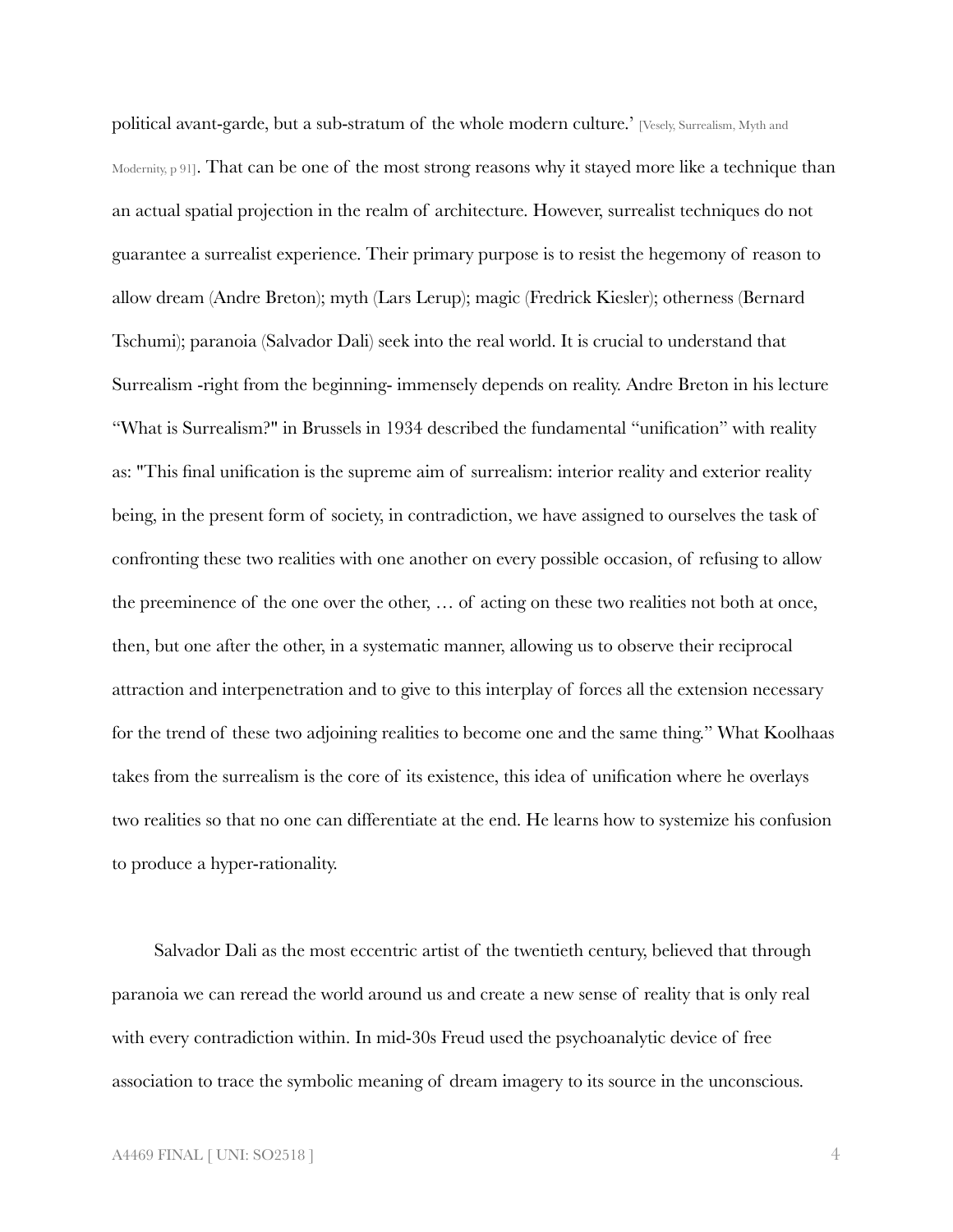political avant-garde, but a sub-stratum of the whole modern culture.' [Vesely, Surrealism, Myth and Modernity, p 91]. That can be one of the most strong reasons why it stayed more like a technique than an actual spatial projection in the realm of architecture. However, surrealist techniques do not guarantee a surrealist experience. Their primary purpose is to resist the hegemony of reason to allow dream (Andre Breton); myth (Lars Lerup); magic (Fredrick Kiesler); otherness (Bernard Tschumi); paranoia (Salvador Dali) seek into the real world. It is crucial to understand that Surrealism -right from the beginning- immensely depends on reality. Andre Breton in his lecture "What is Surrealism?" in Brussels in 1934 described the fundamental "unification" with reality as: "This final unification is the supreme aim of surrealism: interior reality and exterior reality being, in the present form of society, in contradiction, we have assigned to ourselves the task of confronting these two realities with one another on every possible occasion, of refusing to allow the preeminence of the one over the other, … of acting on these two realities not both at once, then, but one after the other, in a systematic manner, allowing us to observe their reciprocal attraction and interpenetration and to give to this interplay of forces all the extension necessary for the trend of these two adjoining realities to become one and the same thing." What Koolhaas takes from the surrealism is the core of its existence, this idea of unification where he overlays two realities so that no one can differentiate at the end. He learns how to systemize his confusion to produce a hyper-rationality.

Salvador Dali as the most eccentric artist of the twentieth century, believed that through paranoia we can reread the world around us and create a new sense of reality that is only real with every contradiction within. In mid-30s Freud used the psychoanalytic device of free association to trace the symbolic meaning of dream imagery to its source in the unconscious.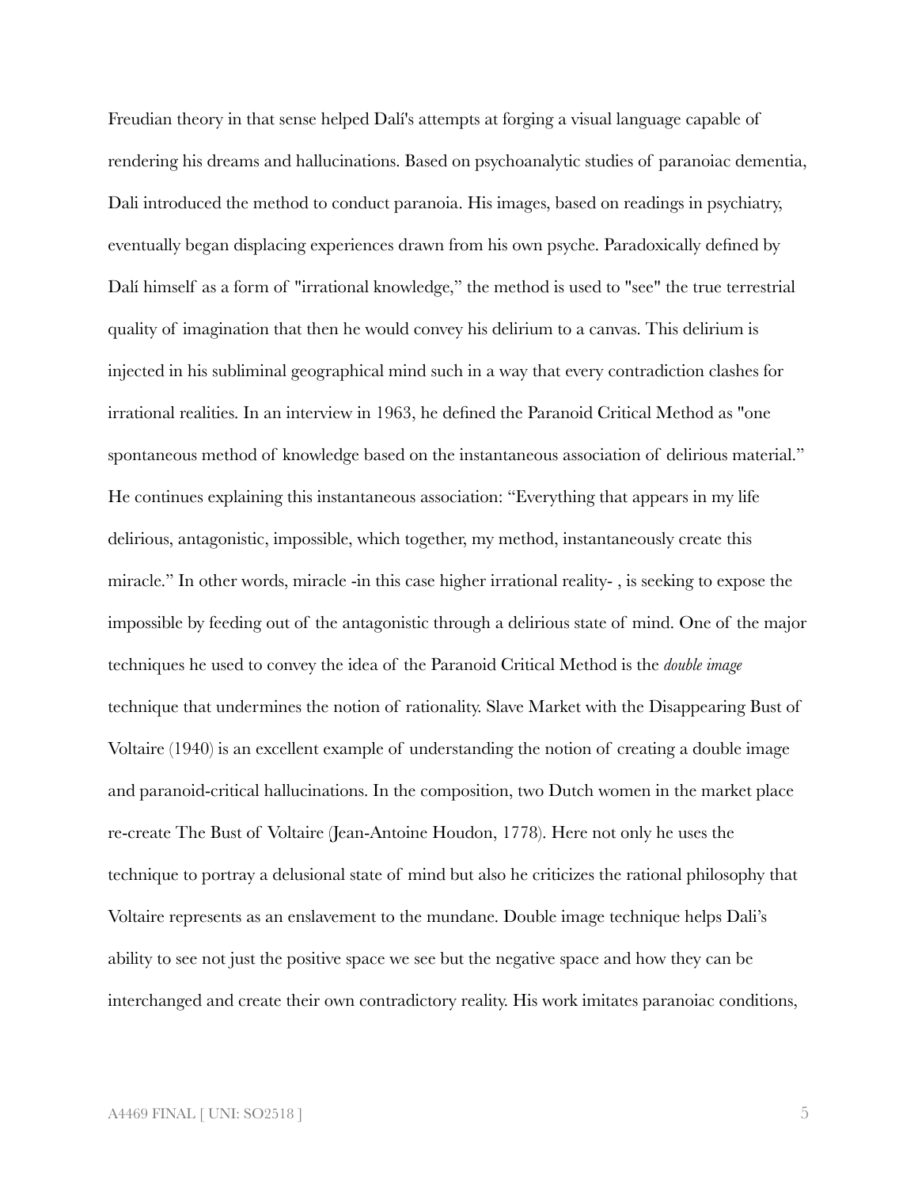Freudian theory in that sense helped Dalí's attempts at forging a visual language capable of rendering his dreams and hallucinations. Based on psychoanalytic studies of paranoiac dementia, Dali introduced the method to conduct paranoia. His images, based on readings in psychiatry, eventually began displacing experiences drawn from his own psyche. Paradoxically defined by Dalí himself as a form of "irrational knowledge," the method is used to "see" the true terrestrial quality of imagination that then he would convey his delirium to a canvas. This delirium is injected in his subliminal geographical mind such in a way that every contradiction clashes for irrational realities. In an interview in 1963, he defined the Paranoid Critical Method as "one spontaneous method of knowledge based on the instantaneous association of delirious material." He continues explaining this instantaneous association: "Everything that appears in my life delirious, antagonistic, impossible, which together, my method, instantaneously create this miracle." In other words, miracle -in this case higher irrational reality- , is seeking to expose the impossible by feeding out of the antagonistic through a delirious state of mind. One of the major techniques he used to convey the idea of the Paranoid Critical Method is the *double image* technique that undermines the notion of rationality. Slave Market with the Disappearing Bust of Voltaire (1940) is an excellent example of understanding the notion of creating a double image and paranoid-critical hallucinations. In the composition, two Dutch women in the market place re-create The Bust of Voltaire (Jean-Antoine Houdon, 1778). Here not only he uses the technique to portray a delusional state of mind but also he criticizes the rational philosophy that Voltaire represents as an enslavement to the mundane. Double image technique helps Dali's ability to see not just the positive space we see but the negative space and how they can be interchanged and create their own contradictory reality. His work imitates paranoiac conditions,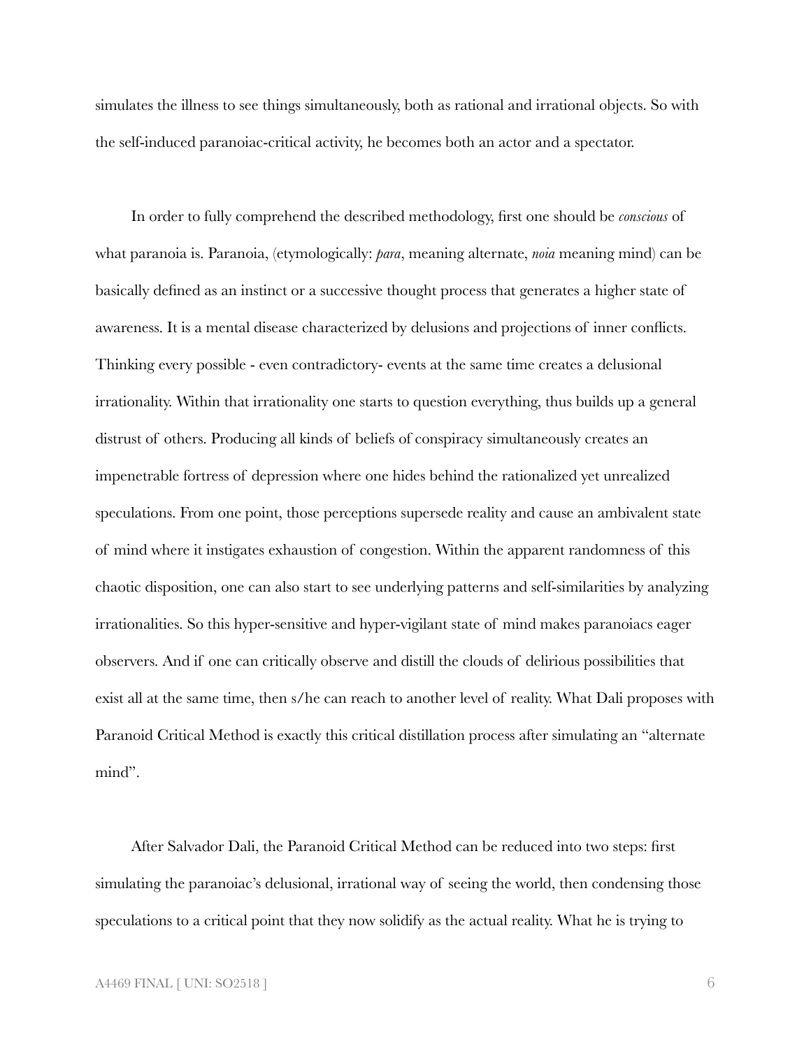simulates the illness to see things simultaneously, both as rational and irrational objects. So with the self-induced paranoiac-critical activity, he becomes both an actor and a spectator.

In order to fully comprehend the described methodology, first one should be *conscious* of what paranoia is. Paranoia, (etymologically: *para*, meaning alternate, *noia* meaning mind) can be basically defined as an instinct or a successive thought process that generates a higher state of awareness. It is a mental disease characterized by delusions and projections of inner conflicts. Thinking every possible - even contradictory- events at the same time creates a delusional irrationality. Within that irrationality one starts to question everything, thus builds up a general distrust of others. Producing all kinds of beliefs of conspiracy simultaneously creates an impenetrable fortress of depression where one hides behind the rationalized yet unrealized speculations. From one point, those perceptions supersede reality and cause an ambivalent state of mind where it instigates exhaustion of congestion. Within the apparent randomness of this chaotic disposition, one can also start to see underlying patterns and self-similarities by analyzing irrationalities. So this hyper-sensitive and hyper-vigilant state of mind makes paranoiacs eager observers. And if one can critically observe and distill the clouds of delirious possibilities that exist all at the same time, then s/he can reach to another level of reality. What Dali proposes with Paranoid Critical Method is exactly this critical distillation process after simulating an "alternate mind".

After Salvador Dali, the Paranoid Critical Method can be reduced into two steps: first simulating the paranoiac's delusional, irrational way of seeing the world, then condensing those speculations to a critical point that they now solidify as the actual reality. What he is trying to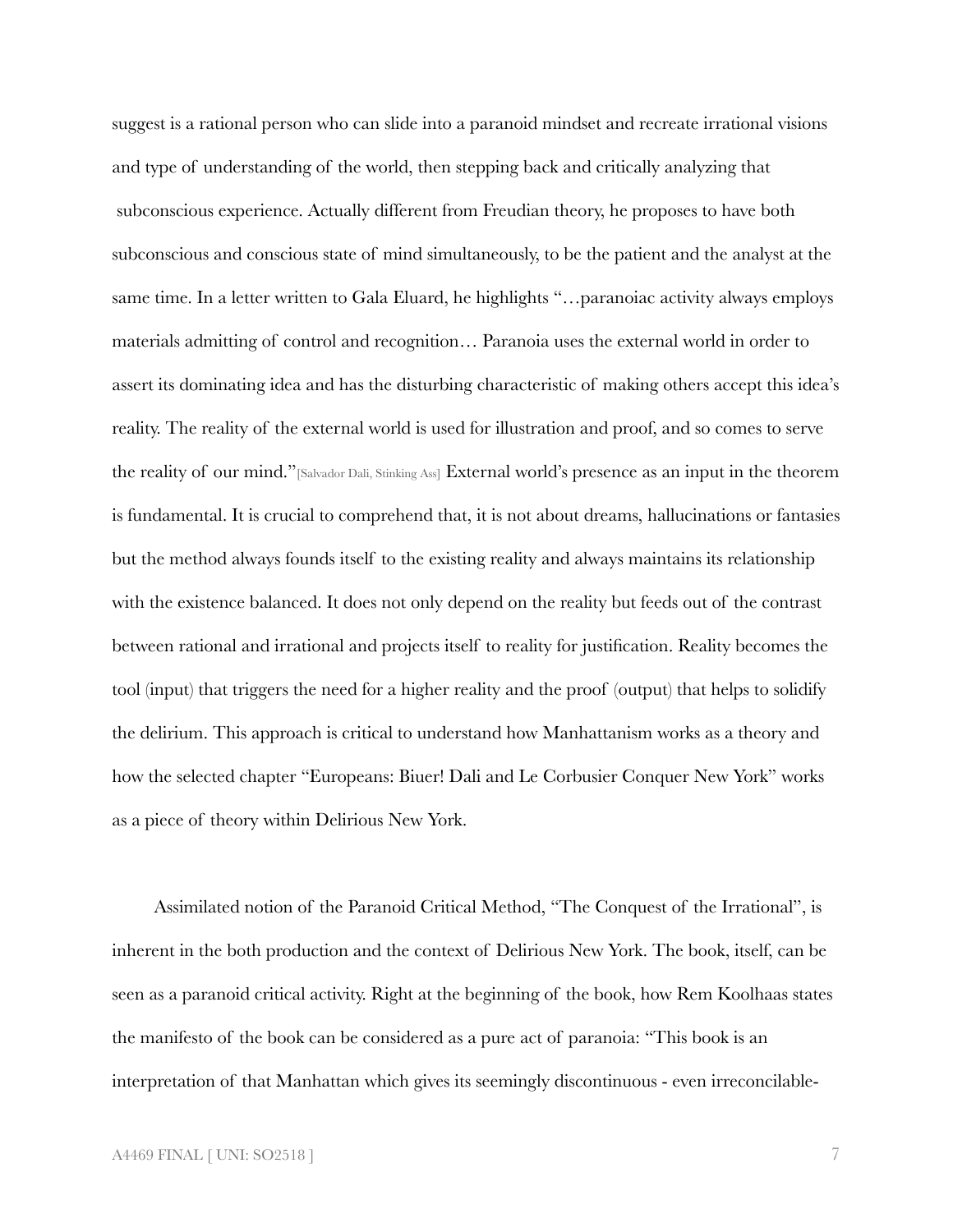suggest is a rational person who can slide into a paranoid mindset and recreate irrational visions and type of understanding of the world, then stepping back and critically analyzing that subconscious experience. Actually different from Freudian theory, he proposes to have both subconscious and conscious state of mind simultaneously, to be the patient and the analyst at the same time. In a letter written to Gala Eluard, he highlights "…paranoiac activity always employs materials admitting of control and recognition… Paranoia uses the external world in order to assert its dominating idea and has the disturbing characteristic of making others accept this idea's reality. The reality of the external world is used for illustration and proof, and so comes to serve the reality of our mind."[Salvador Dali, Stinking Ass] External world's presence as an input in the theorem is fundamental. It is crucial to comprehend that, it is not about dreams, hallucinations or fantasies but the method always founds itself to the existing reality and always maintains its relationship with the existence balanced. It does not only depend on the reality but feeds out of the contrast between rational and irrational and projects itself to reality for justification. Reality becomes the tool (input) that triggers the need for a higher reality and the proof (output) that helps to solidify the delirium. This approach is critical to understand how Manhattanism works as a theory and how the selected chapter "Europeans: Biuer! Dali and Le Corbusier Conquer New York" works as a piece of theory within Delirious New York.

Assimilated notion of the Paranoid Critical Method, "The Conquest of the Irrational", is inherent in the both production and the context of Delirious New York. The book, itself, can be seen as a paranoid critical activity. Right at the beginning of the book, how Rem Koolhaas states the manifesto of the book can be considered as a pure act of paranoia: "This book is an interpretation of that Manhattan which gives its seemingly discontinuous - even irreconcilable-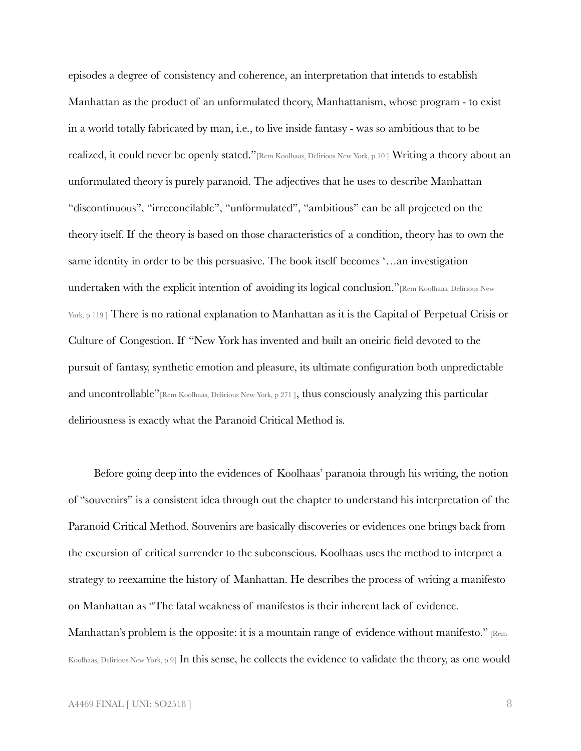episodes a degree of consistency and coherence, an interpretation that intends to establish Manhattan as the product of an unformulated theory, Manhattanism, whose program - to exist in a world totally fabricated by man, i.e., to live inside fantasy - was so ambitious that to be realized, it could never be openly stated."[Rem Koolhaas, Delirious New York, p 10 ] Writing a theory about an unformulated theory is purely paranoid. The adjectives that he uses to describe Manhattan "discontinuous", "irreconcilable", "unformulated", "ambitious" can be all projected on the theory itself. If the theory is based on those characteristics of a condition, theory has to own the same identity in order to be this persuasive. The book itself becomes '…an investigation undertaken with the explicit intention of avoiding its logical conclusion."[Rem Koolhaas, Delirious New York, p 119 ] There is no rational explanation to Manhattan as it is the Capital of Perpetual Crisis or Culture of Congestion. If "New York has invented and built an oneiric field devoted to the pursuit of fantasy, synthetic emotion and pleasure, its ultimate configuration both unpredictable and uncontrollable"[Rem Koolhaas, Delirious New York, p 271 ], thus consciously analyzing this particular deliriousness is exactly what the Paranoid Critical Method is.

Before going deep into the evidences of Koolhaas' paranoia through his writing, the notion of "souvenirs" is a consistent idea through out the chapter to understand his interpretation of the Paranoid Critical Method. Souvenirs are basically discoveries or evidences one brings back from the excursion of critical surrender to the subconscious. Koolhaas uses the method to interpret a strategy to reexamine the history of Manhattan. He describes the process of writing a manifesto on Manhattan as "The fatal weakness of manifestos is their inherent lack of evidence. Manhattan's problem is the opposite: it is a mountain range of evidence without manifesto." [Rem Koolhaas, Delirious New York, p 9] In this sense, he collects the evidence to validate the theory, as one would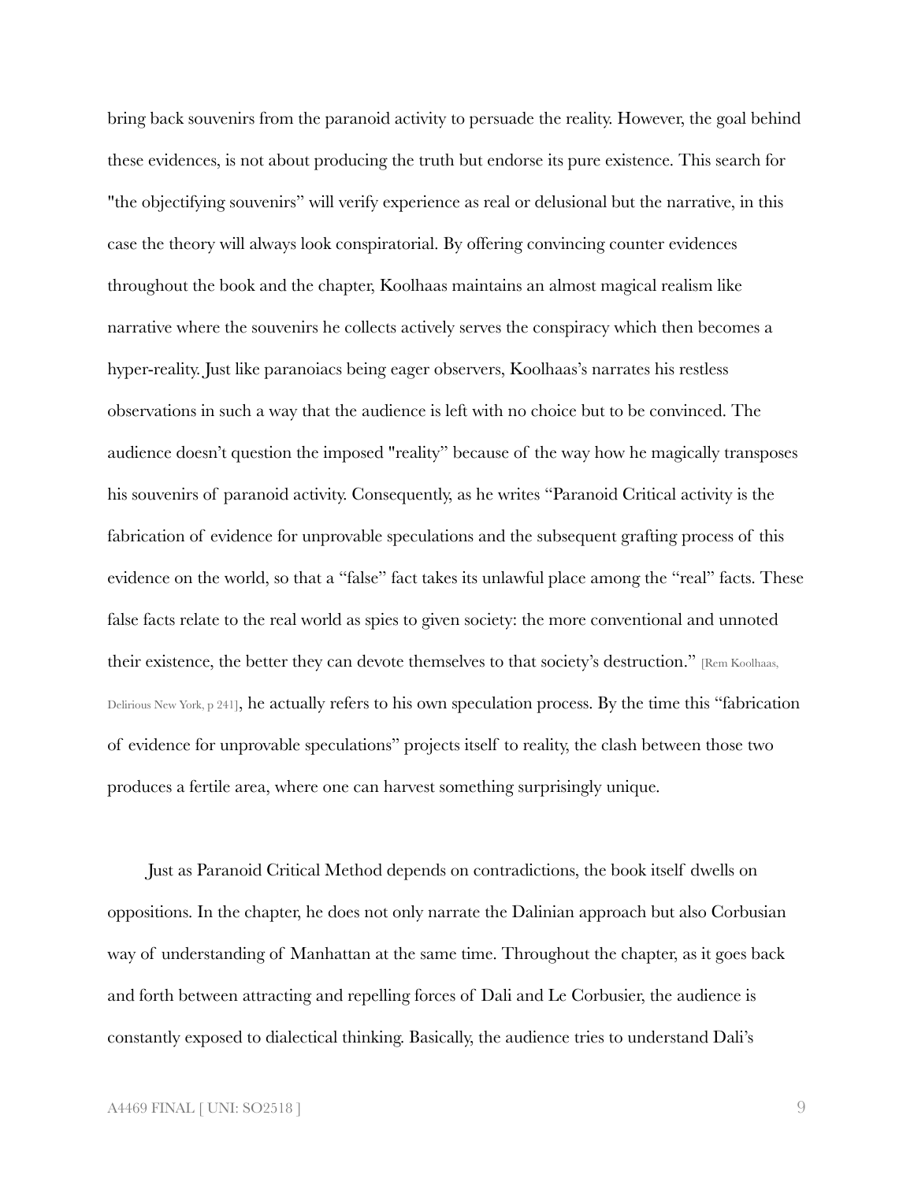bring back souvenirs from the paranoid activity to persuade the reality. However, the goal behind these evidences, is not about producing the truth but endorse its pure existence. This search for "the objectifying souvenirs" will verify experience as real or delusional but the narrative, in this case the theory will always look conspiratorial. By offering convincing counter evidences throughout the book and the chapter, Koolhaas maintains an almost magical realism like narrative where the souvenirs he collects actively serves the conspiracy which then becomes a hyper-reality. Just like paranoiacs being eager observers, Koolhaas's narrates his restless observations in such a way that the audience is left with no choice but to be convinced. The audience doesn't question the imposed "reality" because of the way how he magically transposes his souvenirs of paranoid activity. Consequently, as he writes "Paranoid Critical activity is the fabrication of evidence for unprovable speculations and the subsequent grafting process of this evidence on the world, so that a "false" fact takes its unlawful place among the "real" facts. These false facts relate to the real world as spies to given society: the more conventional and unnoted their existence, the better they can devote themselves to that society's destruction." [Rem Koolhaas, Delirious New York, p 241], he actually refers to his own speculation process. By the time this "fabrication of evidence for unprovable speculations" projects itself to reality, the clash between those two produces a fertile area, where one can harvest something surprisingly unique.

Just as Paranoid Critical Method depends on contradictions, the book itself dwells on oppositions. In the chapter, he does not only narrate the Dalinian approach but also Corbusian way of understanding of Manhattan at the same time. Throughout the chapter, as it goes back and forth between attracting and repelling forces of Dali and Le Corbusier, the audience is constantly exposed to dialectical thinking. Basically, the audience tries to understand Dali's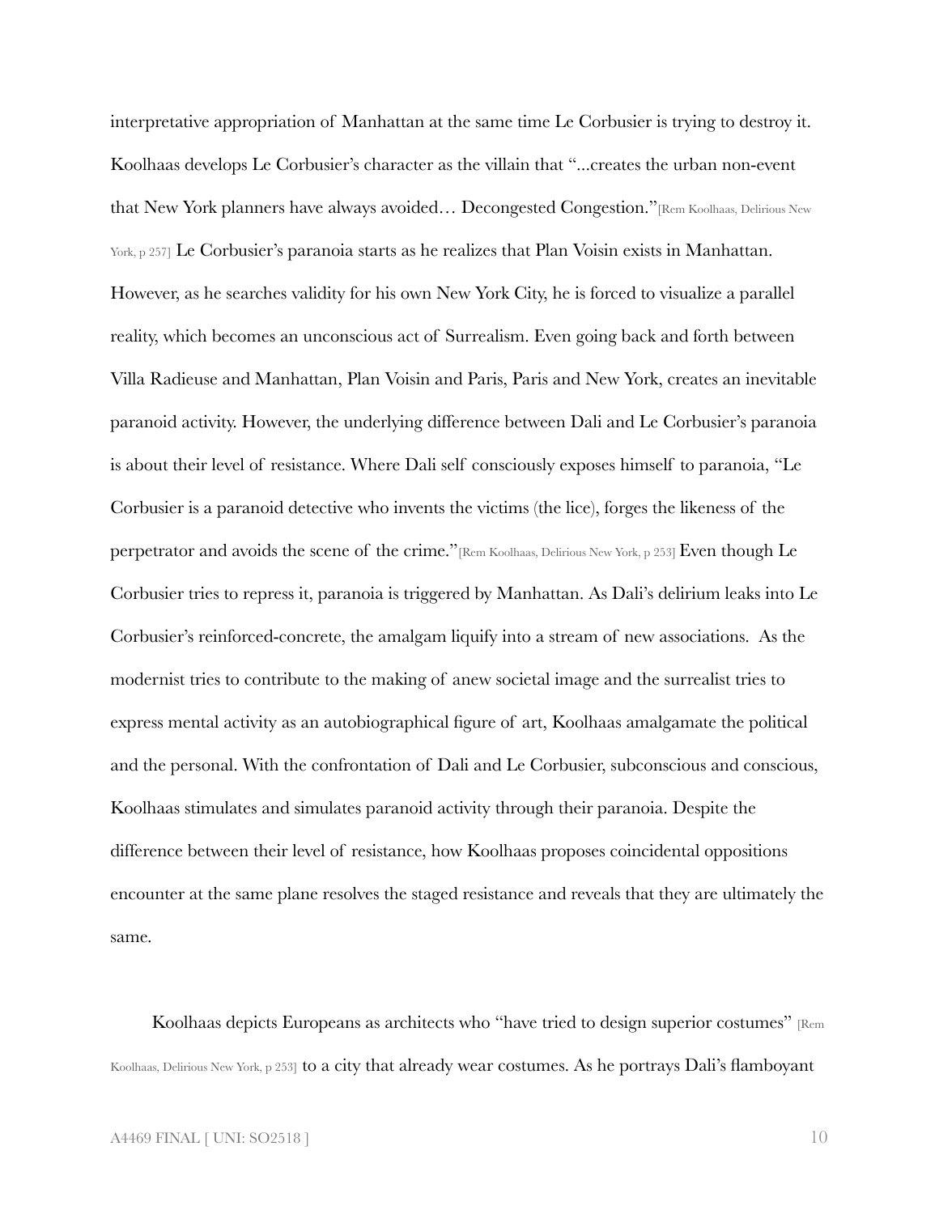interpretative appropriation of Manhattan at the same time Le Corbusier is trying to destroy it. Koolhaas develops Le Corbusier's character as the villain that "...creates the urban non-event that New York planners have always avoided… Decongested Congestion."[Rem Koolhaas, Delirious New York, p 257] Le Corbusier's paranoia starts as he realizes that Plan Voisin exists in Manhattan. However, as he searches validity for his own New York City, he is forced to visualize a parallel reality, which becomes an unconscious act of Surrealism. Even going back and forth between Villa Radieuse and Manhattan, Plan Voisin and Paris, Paris and New York, creates an inevitable paranoid activity. However, the underlying difference between Dali and Le Corbusier's paranoia is about their level of resistance. Where Dali self consciously exposes himself to paranoia, "Le Corbusier is a paranoid detective who invents the victims (the lice), forges the likeness of the perpetrator and avoids the scene of the crime."[Rem Koolhaas, Delirious New York, p 253] Even though Le Corbusier tries to repress it, paranoia is triggered by Manhattan. As Dali's delirium leaks into Le Corbusier's reinforced-concrete, the amalgam liquify into a stream of new associations. As the modernist tries to contribute to the making of anew societal image and the surrealist tries to express mental activity as an autobiographical figure of art, Koolhaas amalgamate the political and the personal. With the confrontation of Dali and Le Corbusier, subconscious and conscious, Koolhaas stimulates and simulates paranoid activity through their paranoia. Despite the difference between their level of resistance, how Koolhaas proposes coincidental oppositions encounter at the same plane resolves the staged resistance and reveals that they are ultimately the same.

Koolhaas depicts Europeans as architects who "have tried to design superior costumes" [Rem Koolhaas, Delirious New York, p 253] to a city that already wear costumes. As he portrays Dali's flamboyant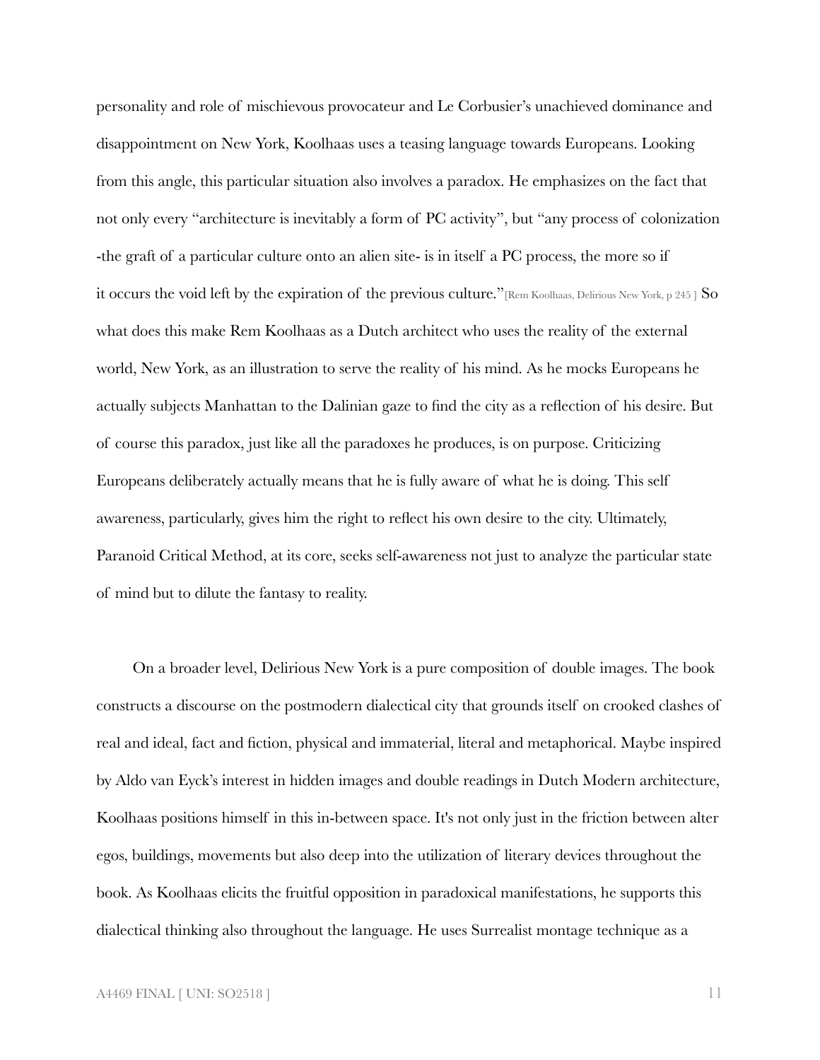personality and role of mischievous provocateur and Le Corbusier's unachieved dominance and disappointment on New York, Koolhaas uses a teasing language towards Europeans. Looking from this angle, this particular situation also involves a paradox. He emphasizes on the fact that not only every "architecture is inevitably a form of PC activity", but "any process of colonization -the graft of a particular culture onto an alien site- is in itself a PC process, the more so if it occurs the void left by the expiration of the previous culture."[Rem Koolhaas, Delirious New York, p 245 ] So what does this make Rem Koolhaas as a Dutch architect who uses the reality of the external world, New York, as an illustration to serve the reality of his mind. As he mocks Europeans he actually subjects Manhattan to the Dalinian gaze to find the city as a reflection of his desire. But of course this paradox, just like all the paradoxes he produces, is on purpose. Criticizing Europeans deliberately actually means that he is fully aware of what he is doing. This self awareness, particularly, gives him the right to reflect his own desire to the city. Ultimately, Paranoid Critical Method, at its core, seeks self-awareness not just to analyze the particular state of mind but to dilute the fantasy to reality.

On a broader level, Delirious New York is a pure composition of double images. The book constructs a discourse on the postmodern dialectical city that grounds itself on crooked clashes of real and ideal, fact and fiction, physical and immaterial, literal and metaphorical. Maybe inspired by Aldo van Eyck's interest in hidden images and double readings in Dutch Modern architecture, Koolhaas positions himself in this in-between space. It's not only just in the friction between alter egos, buildings, movements but also deep into the utilization of literary devices throughout the book. As Koolhaas elicits the fruitful opposition in paradoxical manifestations, he supports this dialectical thinking also throughout the language. He uses Surrealist montage technique as a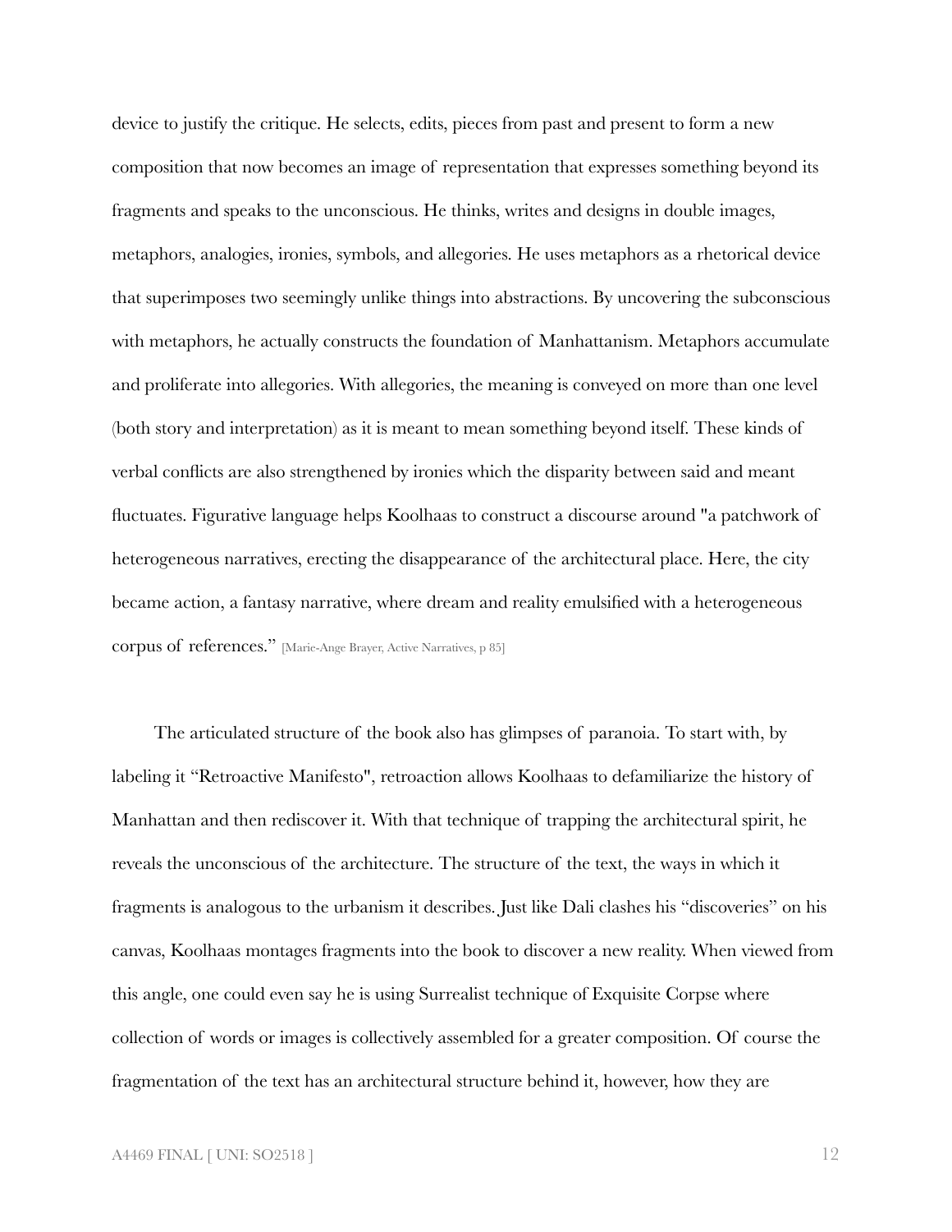device to justify the critique. He selects, edits, pieces from past and present to form a new composition that now becomes an image of representation that expresses something beyond its fragments and speaks to the unconscious. He thinks, writes and designs in double images, metaphors, analogies, ironies, symbols, and allegories. He uses metaphors as a rhetorical device that superimposes two seemingly unlike things into abstractions. By uncovering the subconscious with metaphors, he actually constructs the foundation of Manhattanism. Metaphors accumulate and proliferate into allegories. With allegories, the meaning is conveyed on more than one level (both story and interpretation) as it is meant to mean something beyond itself. These kinds of verbal conflicts are also strengthened by ironies which the disparity between said and meant fluctuates. Figurative language helps Koolhaas to construct a discourse around "a patchwork of heterogeneous narratives, erecting the disappearance of the architectural place. Here, the city became action, a fantasy narrative, where dream and reality emulsified with a heterogeneous corpus of references." [Marie-Ange Brayer, Active Narratives, p 85]

The articulated structure of the book also has glimpses of paranoia. To start with, by labeling it "Retroactive Manifesto", retroaction allows Koolhaas to defamiliarize the history of Manhattan and then rediscover it. With that technique of trapping the architectural spirit, he reveals the unconscious of the architecture. The structure of the text, the ways in which it fragments is analogous to the urbanism it describes. Just like Dali clashes his "discoveries" on his canvas, Koolhaas montages fragments into the book to discover a new reality. When viewed from this angle, one could even say he is using Surrealist technique of Exquisite Corpse where collection of words or images is collectively assembled for a greater composition. Of course the fragmentation of the text has an architectural structure behind it, however, how they are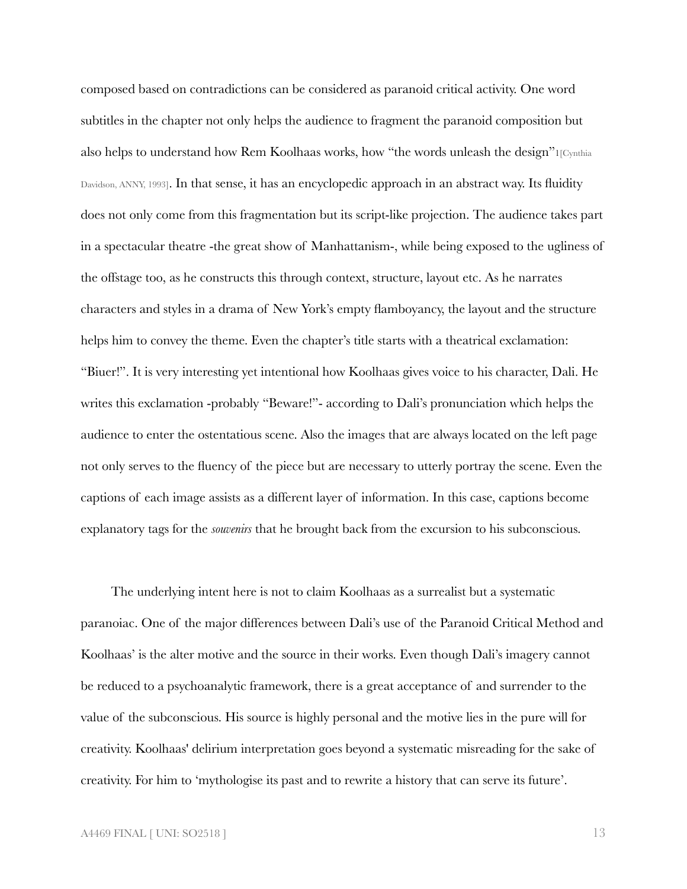composed based on contradictions can be considered as paranoid critical activity. One word subtitles in the chapter not only helps the audience to fragment the paranoid composition but also helps to understand how Rem Koolhaas works, how "the words unleash the design"1[Cynthia Davidson, ANNY, 1993]. In that sense, it has an encyclopedic approach in an abstract way. Its fluidity does not only come from this fragmentation but its script-like projection. The audience takes part in a spectacular theatre -the great show of Manhattanism-, while being exposed to the ugliness of the offstage too, as he constructs this through context, structure, layout etc. As he narrates characters and styles in a drama of New York's empty flamboyancy, the layout and the structure helps him to convey the theme. Even the chapter's title starts with a theatrical exclamation: "Biuer!". It is very interesting yet intentional how Koolhaas gives voice to his character, Dali. He writes this exclamation -probably "Beware!"- according to Dali's pronunciation which helps the audience to enter the ostentatious scene. Also the images that are always located on the left page not only serves to the fluency of the piece but are necessary to utterly portray the scene. Even the captions of each image assists as a different layer of information. In this case, captions become explanatory tags for the *souvenirs* that he brought back from the excursion to his subconscious.

The underlying intent here is not to claim Koolhaas as a surrealist but a systematic paranoiac. One of the major differences between Dali's use of the Paranoid Critical Method and Koolhaas' is the alter motive and the source in their works. Even though Dali's imagery cannot be reduced to a psychoanalytic framework, there is a great acceptance of and surrender to the value of the subconscious. His source is highly personal and the motive lies in the pure will for creativity. Koolhaas' delirium interpretation goes beyond a systematic misreading for the sake of creativity. For him to 'mythologise its past and to rewrite a history that can serve its future'.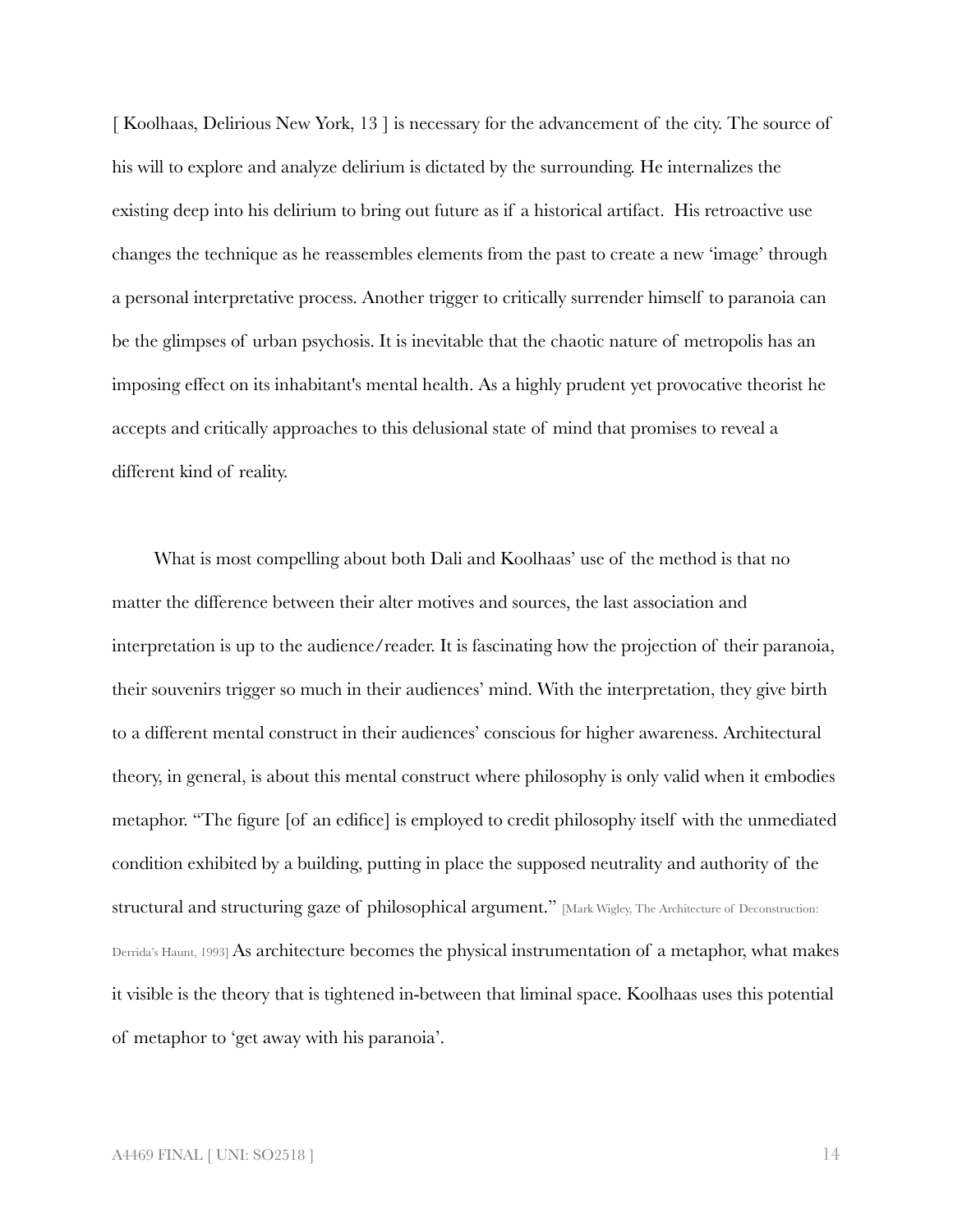[ Koolhaas, Delirious New York, 13 ] is necessary for the advancement of the city. The source of his will to explore and analyze delirium is dictated by the surrounding. He internalizes the existing deep into his delirium to bring out future as if a historical artifact. His retroactive use changes the technique as he reassembles elements from the past to create a new 'image' through a personal interpretative process. Another trigger to critically surrender himself to paranoia can be the glimpses of urban psychosis. It is inevitable that the chaotic nature of metropolis has an imposing effect on its inhabitant's mental health. As a highly prudent yet provocative theorist he accepts and critically approaches to this delusional state of mind that promises to reveal a different kind of reality.

What is most compelling about both Dali and Koolhaas' use of the method is that no matter the difference between their alter motives and sources, the last association and interpretation is up to the audience/reader. It is fascinating how the projection of their paranoia, their souvenirs trigger so much in their audiences' mind. With the interpretation, they give birth to a different mental construct in their audiences' conscious for higher awareness. Architectural theory, in general, is about this mental construct where philosophy is only valid when it embodies metaphor. "The figure [of an edifice] is employed to credit philosophy itself with the unmediated condition exhibited by a building, putting in place the supposed neutrality and authority of the structural and structuring gaze of philosophical argument." [Mark Wigley, The Architecture of Deconstruction: Derrida's Haunt, 1993] As architecture becomes the physical instrumentation of a metaphor, what makes it visible is the theory that is tightened in-between that liminal space. Koolhaas uses this potential of metaphor to 'get away with his paranoia'.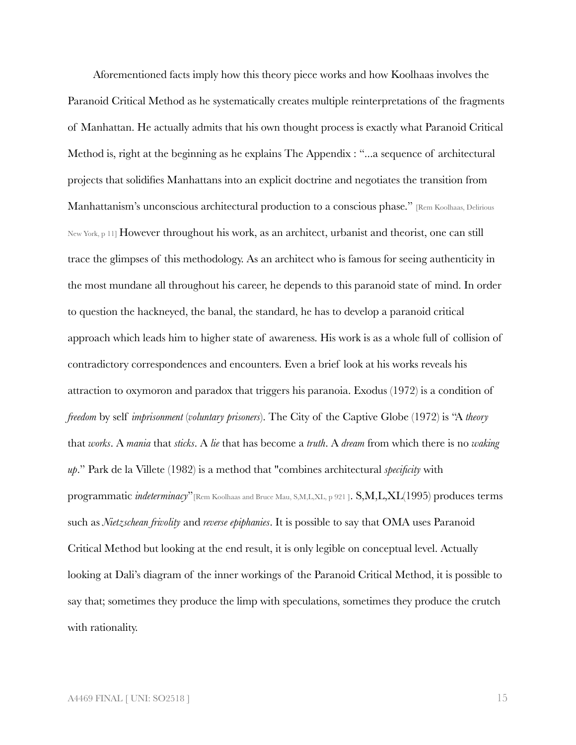Aforementioned facts imply how this theory piece works and how Koolhaas involves the Paranoid Critical Method as he systematically creates multiple reinterpretations of the fragments of Manhattan. He actually admits that his own thought process is exactly what Paranoid Critical Method is, right at the beginning as he explains The Appendix : "...a sequence of architectural projects that solidifies Manhattans into an explicit doctrine and negotiates the transition from Manhattanism's unconscious architectural production to a conscious phase." [Rem Koolhaas, Delirious New York, p 11] However throughout his work, as an architect, urbanist and theorist, one can still trace the glimpses of this methodology. As an architect who is famous for seeing authenticity in the most mundane all throughout his career, he depends to this paranoid state of mind. In order to question the hackneyed, the banal, the standard, he has to develop a paranoid critical approach which leads him to higher state of awareness. His work is as a whole full of collision of contradictory correspondences and encounters. Even a brief look at his works reveals his attraction to oxymoron and paradox that triggers his paranoia. Exodus (1972) is a condition of *freedom* by self *imprisonment* (*voluntary prisoners*). The City of the Captive Globe (1972) is "A *theory* that *works*. A *mania* that *sticks*. A *lie* that has become a *truth*. A *dream* from which there is no *waking up*." Park de la Villete (1982) is a method that "combines architectural *specificity* with programmatic *indeterminacy*"[Rem Koolhaas and Bruce Mau, S,M,L,XL, p 921 ]. S,M,L,XL(1995) produces terms such as *Nietzschean frivolity* and *reverse epiphanies*. It is possible to say that OMA uses Paranoid Critical Method but looking at the end result, it is only legible on conceptual level. Actually looking at Dali's diagram of the inner workings of the Paranoid Critical Method, it is possible to say that; sometimes they produce the limp with speculations, sometimes they produce the crutch with rationality.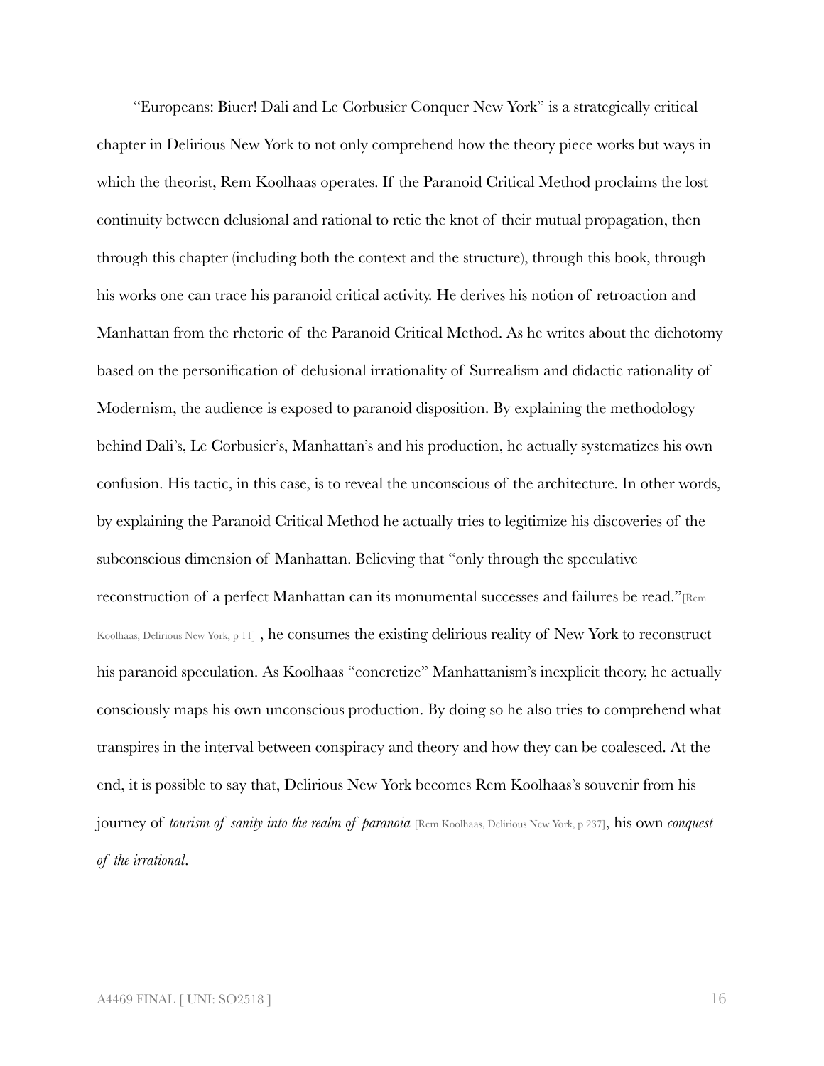"Europeans: Biuer! Dali and Le Corbusier Conquer New York" is a strategically critical chapter in Delirious New York to not only comprehend how the theory piece works but ways in which the theorist, Rem Koolhaas operates. If the Paranoid Critical Method proclaims the lost continuity between delusional and rational to retie the knot of their mutual propagation, then through this chapter (including both the context and the structure), through this book, through his works one can trace his paranoid critical activity. He derives his notion of retroaction and Manhattan from the rhetoric of the Paranoid Critical Method. As he writes about the dichotomy based on the personification of delusional irrationality of Surrealism and didactic rationality of Modernism, the audience is exposed to paranoid disposition. By explaining the methodology behind Dali's, Le Corbusier's, Manhattan's and his production, he actually systematizes his own confusion. His tactic, in this case, is to reveal the unconscious of the architecture. In other words, by explaining the Paranoid Critical Method he actually tries to legitimize his discoveries of the subconscious dimension of Manhattan. Believing that "only through the speculative reconstruction of a perfect Manhattan can its monumental successes and failures be read."[Rem Koolhaas, Delirious New York, p 11] , he consumes the existing delirious reality of New York to reconstruct his paranoid speculation. As Koolhaas "concretize" Manhattanism's inexplicit theory, he actually consciously maps his own unconscious production. By doing so he also tries to comprehend what transpires in the interval between conspiracy and theory and how they can be coalesced. At the end, it is possible to say that, Delirious New York becomes Rem Koolhaas's souvenir from his journey of *tourism of sanity into the realm of paranoia* [Rem Koolhaas, Delirious New York, p 237], his own *conquest of the irrational*.